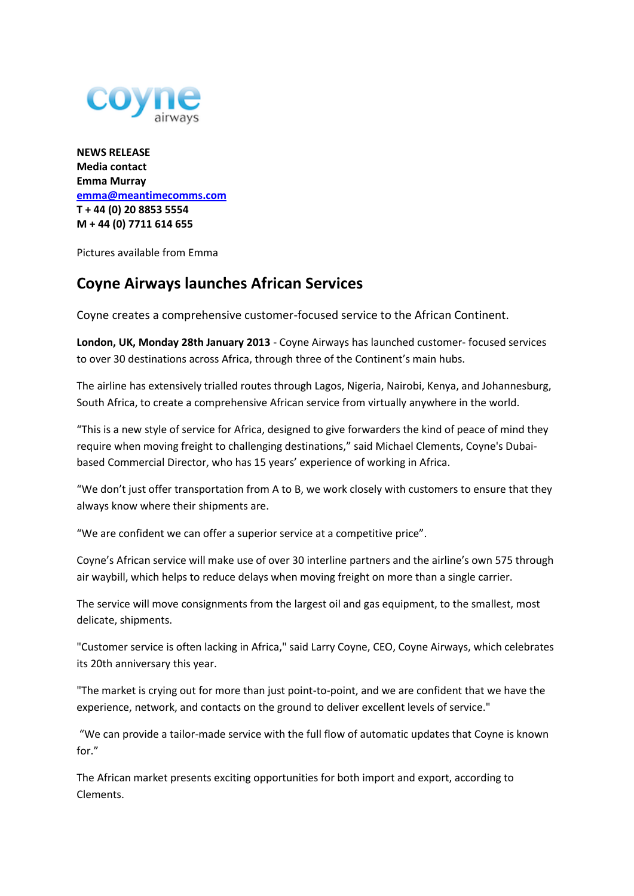coyne
airways

**NEWS RELEASE**
**Media contact**
**Emma Murray**
**emma@meantimecomms.com**
**T + 44 (0) 20 8853 5554**
**M + 44 (0) 7711 614 655**

Pictures available from Emma

## Coyne Airways launches African Services

Coyne creates a comprehensive customer-focused service to the African Continent.

**London, UK, Monday 28th January 2013** - Coyne Airways has launched customer- focused services to over 30 destinations across Africa, through three of the Continent's main hubs.

The airline has extensively trialled routes through Lagos, Nigeria, Nairobi, Kenya, and Johannesburg, South Africa, to create a comprehensive African service from virtually anywhere in the world.

"This is a new style of service for Africa, designed to give forwarders the kind of peace of mind they require when moving freight to challenging destinations," said Michael Clements, Coyne's Dubai-based Commercial Director, who has 15 years' experience of working in Africa.

"We don't just offer transportation from A to B, we work closely with customers to ensure that they always know where their shipments are.

"We are confident we can offer a superior service at a competitive price".

Coyne's African service will make use of over 30 interline partners and the airline's own 575 through air waybill, which helps to reduce delays when moving freight on more than a single carrier.

The service will move consignments from the largest oil and gas equipment, to the smallest, most delicate, shipments.

"Customer service is often lacking in Africa," said Larry Coyne, CEO, Coyne Airways, which celebrates its 20th anniversary this year.

"The market is crying out for more than just point-to-point, and we are confident that we have the experience, network, and contacts on the ground to deliver excellent levels of service."

"We can provide a tailor-made service with the full flow of automatic updates that Coyne is known for."

The African market presents exciting opportunities for both import and export, according to Clements.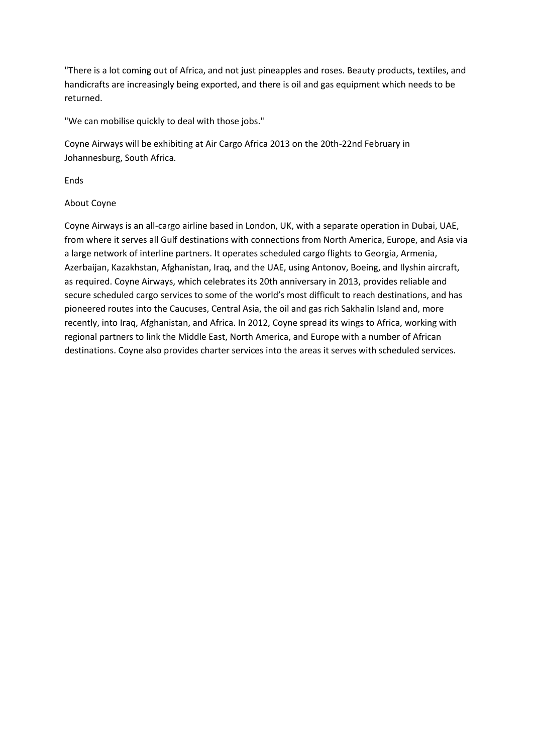"There is a lot coming out of Africa, and not just pineapples and roses. Beauty products, textiles, and handicrafts are increasingly being exported, and there is oil and gas equipment which needs to be returned.

"We can mobilise quickly to deal with those jobs."

Coyne Airways will be exhibiting at Air Cargo Africa 2013 on the 20th-22nd February in Johannesburg, South Africa.

Ends

About Coyne

Coyne Airways is an all-cargo airline based in London, UK, with a separate operation in Dubai, UAE, from where it serves all Gulf destinations with connections from North America, Europe, and Asia via a large network of interline partners. It operates scheduled cargo flights to Georgia, Armenia, Azerbaijan, Kazakhstan, Afghanistan, Iraq, and the UAE, using Antonov, Boeing, and Ilyshin aircraft, as required. Coyne Airways, which celebrates its 20th anniversary in 2013, provides reliable and secure scheduled cargo services to some of the world's most difficult to reach destinations, and has pioneered routes into the Caucuses, Central Asia, the oil and gas rich Sakhalin Island and, more recently, into Iraq, Afghanistan, and Africa. In 2012, Coyne spread its wings to Africa, working with regional partners to link the Middle East, North America, and Europe with a number of African destinations. Coyne also provides charter services into the areas it serves with scheduled services.